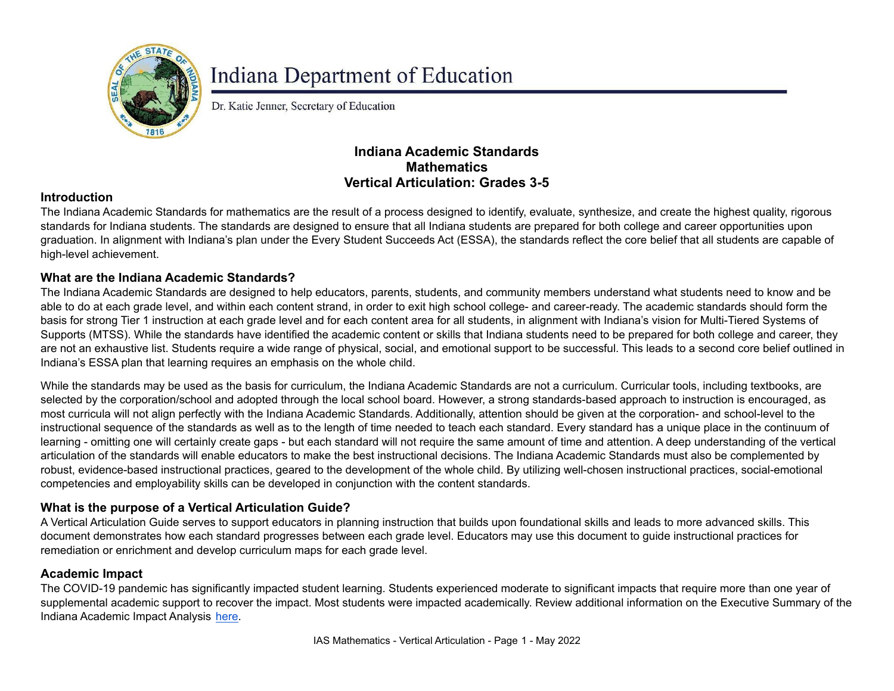# Indiana Department of Education

Dr. Katie Jenner, Secretary of Education

**Indiana Academic Standards**
**Mathematics**
**Vertical Articulation: Grades 3-5**

## Introduction

The Indiana Academic Standards for mathematics are the result of a process designed to identify, evaluate, synthesize, and create the highest quality, rigorous standards for Indiana students. The standards are designed to ensure that all Indiana students are prepared for both college and career opportunities upon graduation. In alignment with Indiana's plan under the Every Student Succeeds Act (ESSA), the standards reflect the core belief that all students are capable of high-level achievement.

## What are the Indiana Academic Standards?

The Indiana Academic Standards are designed to help educators, parents, students, and community members understand what students need to know and be able to do at each grade level, and within each content strand, in order to exit high school college- and career-ready. The academic standards should form the basis for strong Tier 1 instruction at each grade level and for each content area for all students, in alignment with Indiana's vision for Multi-Tiered Systems of Supports (MTSS). While the standards have identified the academic content or skills that Indiana students need to be prepared for both college and career, they are not an exhaustive list. Students require a wide range of physical, social, and emotional support to be successful. This leads to a second core belief outlined in Indiana's ESSA plan that learning requires an emphasis on the whole child.

While the standards may be used as the basis for curriculum, the Indiana Academic Standards are not a curriculum. Curricular tools, including textbooks, are selected by the corporation/school and adopted through the local school board. However, a strong standards-based approach to instruction is encouraged, as most curricula will not align perfectly with the Indiana Academic Standards. Additionally, attention should be given at the corporation- and school-level to the instructional sequence of the standards as well as to the length of time needed to teach each standard. Every standard has a unique place in the continuum of learning - omitting one will certainly create gaps - but each standard will not require the same amount of time and attention. A deep understanding of the vertical articulation of the standards will enable educators to make the best instructional decisions. The Indiana Academic Standards must also be complemented by robust, evidence-based instructional practices, geared to the development of the whole child. By utilizing well-chosen instructional practices, social-emotional competencies and employability skills can be developed in conjunction with the content standards.

## What is the purpose of a Vertical Articulation Guide?

A Vertical Articulation Guide serves to support educators in planning instruction that builds upon foundational skills and leads to more advanced skills. This document demonstrates how each standard progresses between each grade level. Educators may use this document to guide instructional practices for remediation or enrichment and develop curriculum maps for each grade level.

## Academic Impact

The COVID-19 pandemic has significantly impacted student learning. Students experienced moderate to significant impacts that require more than one year of supplemental academic support to recover the impact. Most students were impacted academically. Review additional information on the Executive Summary of the Indiana Academic Impact Analysis here.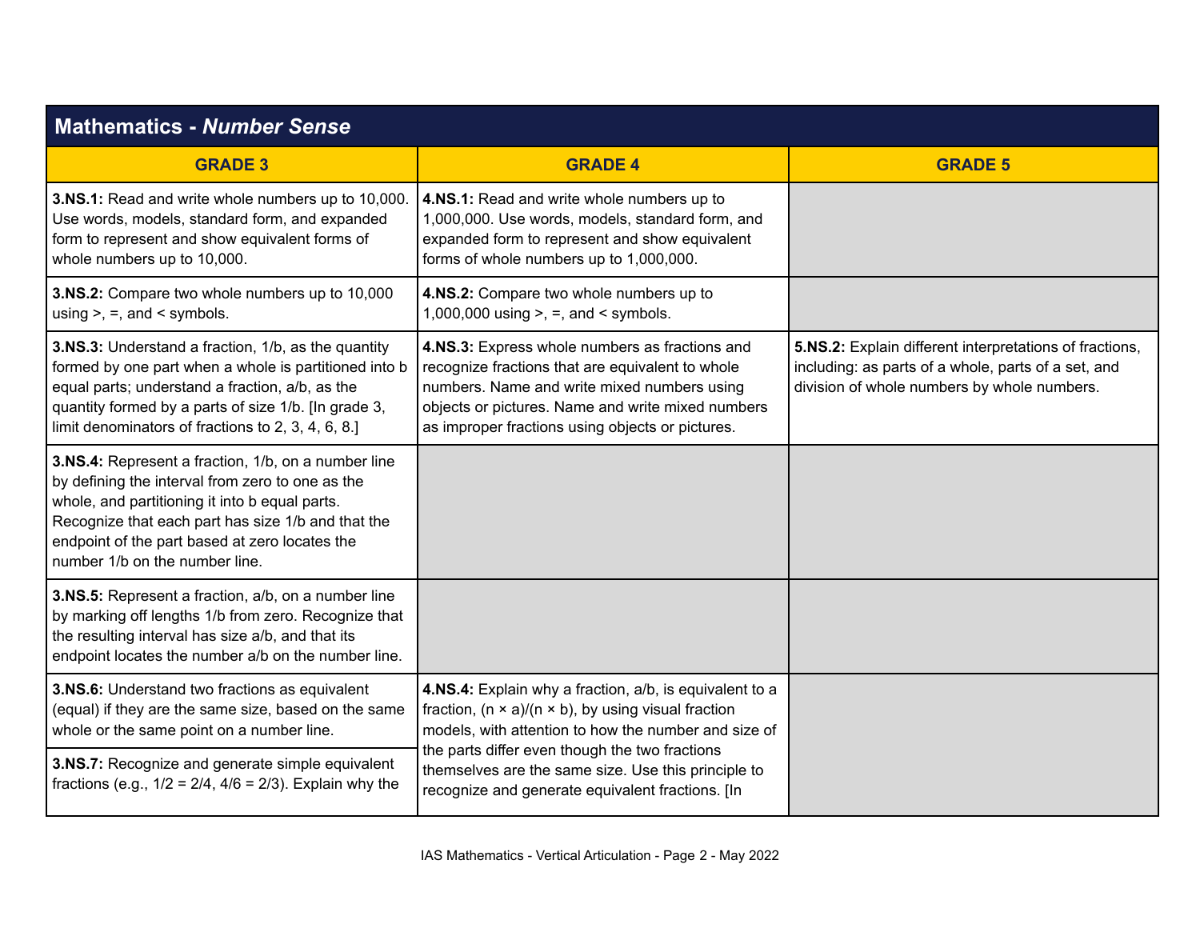## Mathematics - *Number Sense*

| GRADE 3 | GRADE 4 | GRADE 5 |
|---|---|---|
| **3.NS.1:** Read and write whole numbers up to 10,000. Use words, models, standard form, and expanded form to represent and show equivalent forms of whole numbers up to 10,000. | **4.NS.1:** Read and write whole numbers up to 1,000,000. Use words, models, standard form, and expanded form to represent and show equivalent forms of whole numbers up to 1,000,000. | |
| **3.NS.2:** Compare two whole numbers up to 10,000 using >, =, and < symbols. | **4.NS.2:** Compare two whole numbers up to 1,000,000 using >, =, and < symbols. | |
| **3.NS.3:** Understand a fraction, 1/b, as the quantity formed by one part when a whole is partitioned into b equal parts; understand a fraction, a/b, as the quantity formed by a parts of size 1/b. [In grade 3, limit denominators of fractions to 2, 3, 4, 6, 8.] | **4.NS.3:** Express whole numbers as fractions and recognize fractions that are equivalent to whole numbers. Name and write mixed numbers using objects or pictures. Name and write mixed numbers as improper fractions using objects or pictures. | **5.NS.2:** Explain different interpretations of fractions, including: as parts of a whole, parts of a set, and division of whole numbers by whole numbers. |
| **3.NS.4:** Represent a fraction, 1/b, on a number line by defining the interval from zero to one as the whole, and partitioning it into b equal parts. Recognize that each part has size 1/b and that the endpoint of the part based at zero locates the number 1/b on the number line. | | |
| **3.NS.5:** Represent a fraction, a/b, on a number line by marking off lengths 1/b from zero. Recognize that the resulting interval has size a/b, and that its endpoint locates the number a/b on the number line. | | |
| **3.NS.6:** Understand two fractions as equivalent (equal) if they are the same size, based on the same whole or the same point on a number line. | **4.NS.4:** Explain why a fraction, a/b, is equivalent to a fraction, (n × a)/(n × b), by using visual fraction models, with attention to how the number and size of the parts differ even though the two fractions themselves are the same size. Use this principle to recognize and generate equivalent fractions. [In | |
| **3.NS.7:** Recognize and generate simple equivalent fractions (e.g., 1/2 = 2/4, 4/6 = 2/3). Explain why the | | |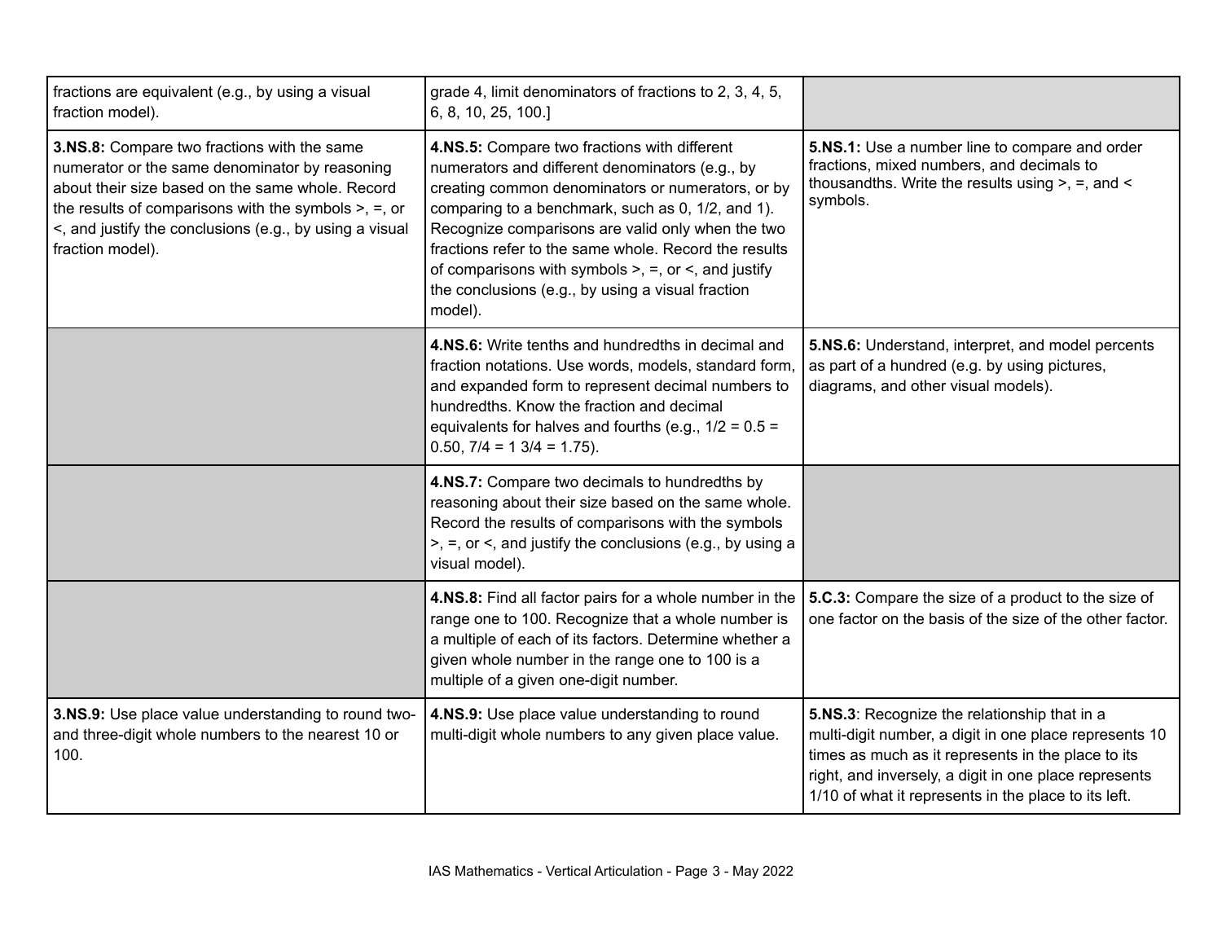| | | |
|---|---|---|
| fractions are equivalent (e.g., by using a visual fraction model). | grade 4, limit denominators of fractions to 2, 3, 4, 5, 6, 8, 10, 25, 100.] | |
| **3.NS.8:** Compare two fractions with the same numerator or the same denominator by reasoning about their size based on the same whole. Record the results of comparisons with the symbols >, =, or <, and justify the conclusions (e.g., by using a visual fraction model). | **4.NS.5:** Compare two fractions with different numerators and different denominators (e.g., by creating common denominators or numerators, or by comparing to a benchmark, such as 0, 1/2, and 1). Recognize comparisons are valid only when the two fractions refer to the same whole. Record the results of comparisons with symbols >, =, or <, and justify the conclusions (e.g., by using a visual fraction model). | **5.NS.1:** Use a number line to compare and order fractions, mixed numbers, and decimals to thousandths. Write the results using >, =, and < symbols. |
| | **4.NS.6:** Write tenths and hundredths in decimal and fraction notations. Use words, models, standard form, and expanded form to represent decimal numbers to hundredths. Know the fraction and decimal equivalents for halves and fourths (e.g., 1/2 = 0.5 = 0.50, 7/4 = 1 3/4 = 1.75). | **5.NS.6:** Understand, interpret, and model percents as part of a hundred (e.g. by using pictures, diagrams, and other visual models). |
| | **4.NS.7:** Compare two decimals to hundredths by reasoning about their size based on the same whole. Record the results of comparisons with the symbols >, =, or <, and justify the conclusions (e.g., by using a visual model). | |
| | **4.NS.8:** Find all factor pairs for a whole number in the range one to 100. Recognize that a whole number is a multiple of each of its factors. Determine whether a given whole number in the range one to 100 is a multiple of a given one-digit number. | **5.C.3:** Compare the size of a product to the size of one factor on the basis of the size of the other factor. |
| **3.NS.9:** Use place value understanding to round two- and three-digit whole numbers to the nearest 10 or 100. | **4.NS.9:** Use place value understanding to round multi-digit whole numbers to any given place value. | **5.NS.3**: Recognize the relationship that in a multi-digit number, a digit in one place represents 10 times as much as it represents in the place to its right, and inversely, a digit in one place represents 1/10 of what it represents in the place to its left. |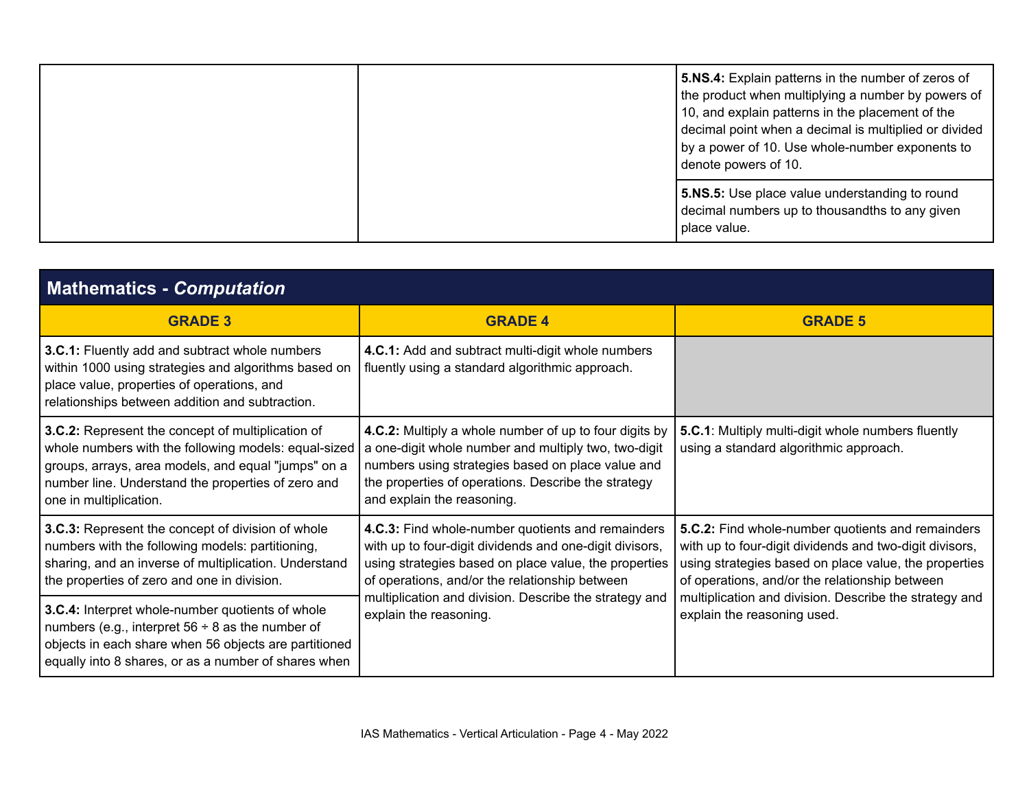| | | |
|---|---|---|
| | | **5.NS.4:** Explain patterns in the number of zeros of the product when multiplying a number by powers of 10, and explain patterns in the placement of the decimal point when a decimal is multiplied or divided by a power of 10. Use whole-number exponents to denote powers of 10. |
| | | **5.NS.5:** Use place value understanding to round decimal numbers up to thousandths to any given place value. |

## Mathematics - *Computation*

| GRADE 3 | GRADE 4 | GRADE 5 |
|---|---|---|
| **3.C.1:** Fluently add and subtract whole numbers within 1000 using strategies and algorithms based on place value, properties of operations, and relationships between addition and subtraction. | **4.C.1:** Add and subtract multi-digit whole numbers fluently using a standard algorithmic approach. | |
| **3.C.2:** Represent the concept of multiplication of whole numbers with the following models: equal-sized groups, arrays, area models, and equal "jumps" on a number line. Understand the properties of zero and one in multiplication. | **4.C.2:** Multiply a whole number of up to four digits by a one-digit whole number and multiply two, two-digit numbers using strategies based on place value and the properties of operations. Describe the strategy and explain the reasoning. | **5.C.1**: Multiply multi-digit whole numbers fluently using a standard algorithmic approach. |
| **3.C.3:** Represent the concept of division of whole numbers with the following models: partitioning, sharing, and an inverse of multiplication. Understand the properties of zero and one in division. | **4.C.3:** Find whole-number quotients and remainders with up to four-digit dividends and one-digit divisors, using strategies based on place value, the properties of operations, and/or the relationship between multiplication and division. Describe the strategy and explain the reasoning. | **5.C.2:** Find whole-number quotients and remainders with up to four-digit dividends and two-digit divisors, using strategies based on place value, the properties of operations, and/or the relationship between multiplication and division. Describe the strategy and explain the reasoning used. |
| **3.C.4:** Interpret whole-number quotients of whole numbers (e.g., interpret 56 ÷ 8 as the number of objects in each share when 56 objects are partitioned equally into 8 shares, or as a number of shares when | | |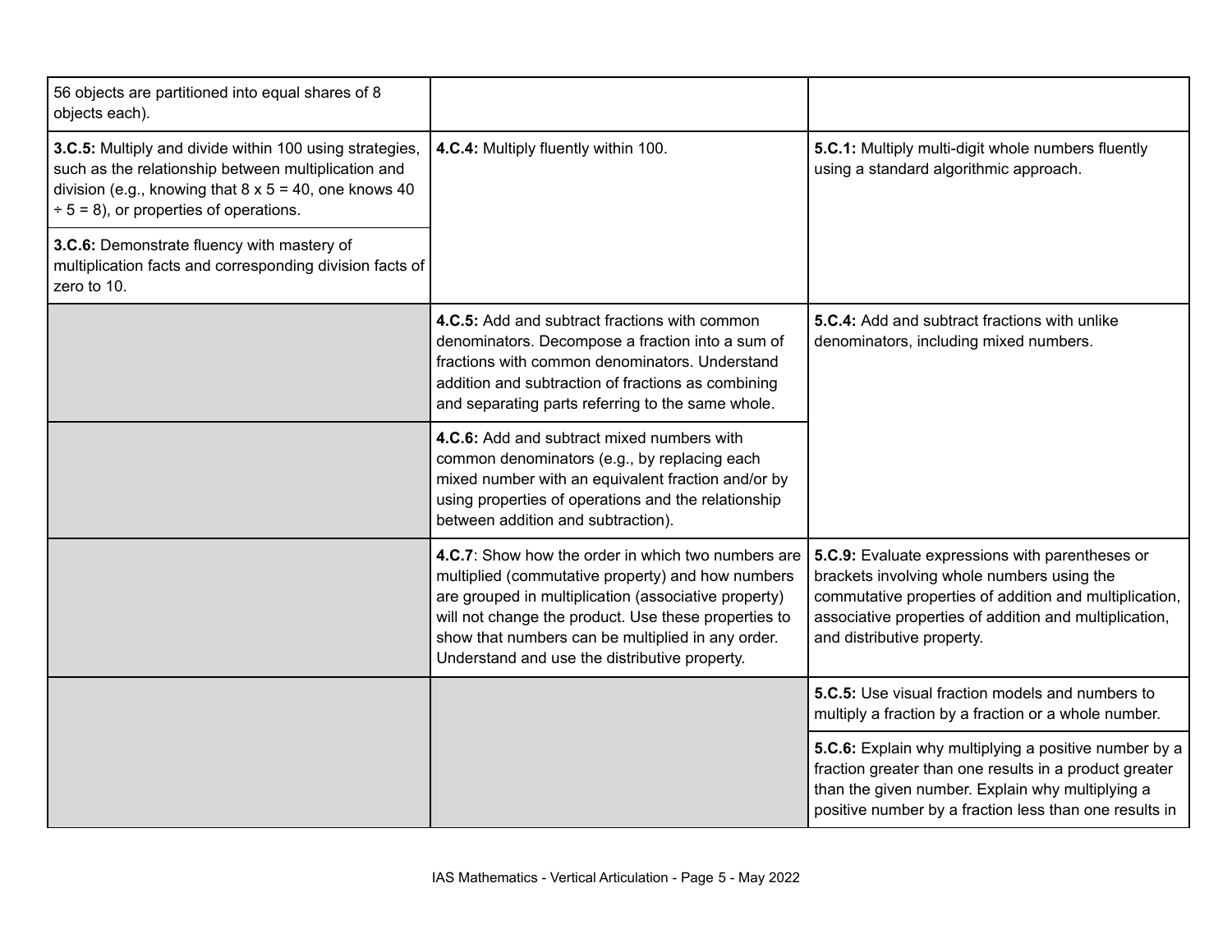| | | |
|---|---|---|
| 56 objects are partitioned into equal shares of 8 objects each). | | |
| **3.C.5:** Multiply and divide within 100 using strategies, such as the relationship between multiplication and division (e.g., knowing that 8 x 5 = 40, one knows 40 ÷ 5 = 8), or properties of operations. | **4.C.4:** Multiply fluently within 100. | **5.C.1:** Multiply multi-digit whole numbers fluently using a standard algorithmic approach. |
| **3.C.6:** Demonstrate fluency with mastery of multiplication facts and corresponding division facts of zero to 10. | | |
| | **4.C.5:** Add and subtract fractions with common denominators. Decompose a fraction into a sum of fractions with common denominators. Understand addition and subtraction of fractions as combining and separating parts referring to the same whole. | **5.C.4:** Add and subtract fractions with unlike denominators, including mixed numbers. |
| | **4.C.6:** Add and subtract mixed numbers with common denominators (e.g., by replacing each mixed number with an equivalent fraction and/or by using properties of operations and the relationship between addition and subtraction). | |
| | **4.C.7**: Show how the order in which two numbers are multiplied (commutative property) and how numbers are grouped in multiplication (associative property) will not change the product. Use these properties to show that numbers can be multiplied in any order. Understand and use the distributive property. | **5.C.9:** Evaluate expressions with parentheses or brackets involving whole numbers using the commutative properties of addition and multiplication, associative properties of addition and multiplication, and distributive property. |
| | | **5.C.5:** Use visual fraction models and numbers to multiply a fraction by a fraction or a whole number. |
| | | **5.C.6:** Explain why multiplying a positive number by a fraction greater than one results in a product greater than the given number. Explain why multiplying a positive number by a fraction less than one results in |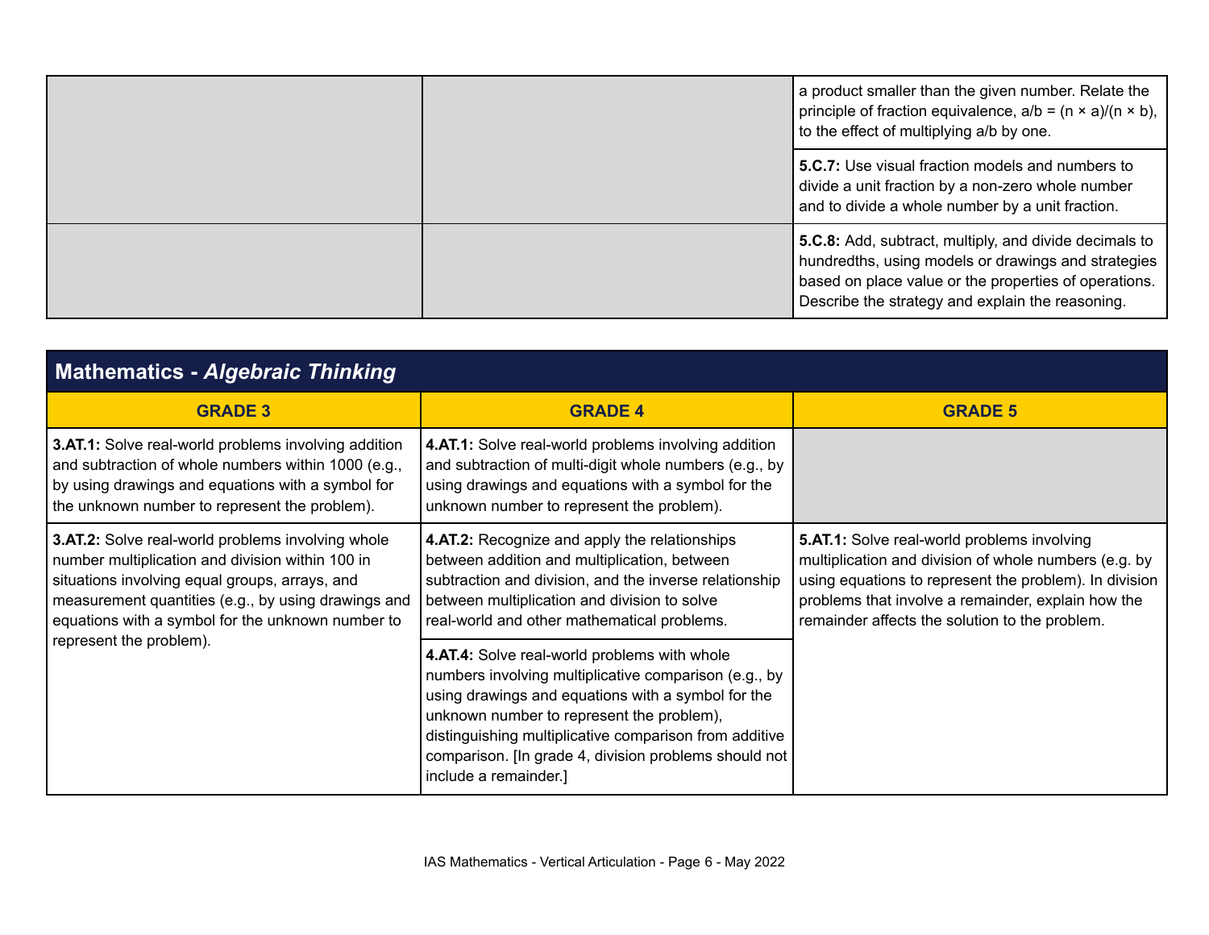| | | |
|---|---|---|
| | | a product smaller than the given number. Relate the principle of fraction equivalence, $a/b = (n \times a)/(n \times b)$, to the effect of multiplying a/b by one. |
| | | **5.C.7:** Use visual fraction models and numbers to divide a unit fraction by a non-zero whole number and to divide a whole number by a unit fraction. |
| | | **5.C.8:** Add, subtract, multiply, and divide decimals to hundredths, using models or drawings and strategies based on place value or the properties of operations. Describe the strategy and explain the reasoning. |

## Mathematics - *Algebraic Thinking*

| GRADE 3 | GRADE 4 | GRADE 5 |
|---|---|---|
| **3.AT.1:** Solve real-world problems involving addition and subtraction of whole numbers within 1000 (e.g., by using drawings and equations with a symbol for the unknown number to represent the problem). | **4.AT.1:** Solve real-world problems involving addition and subtraction of multi-digit whole numbers (e.g., by using drawings and equations with a symbol for the unknown number to represent the problem). | |
| **3.AT.2:** Solve real-world problems involving whole number multiplication and division within 100 in situations involving equal groups, arrays, and measurement quantities (e.g., by using drawings and equations with a symbol for the unknown number to represent the problem). | **4.AT.2:** Recognize and apply the relationships between addition and multiplication, between subtraction and division, and the inverse relationship between multiplication and division to solve real-world and other mathematical problems. | **5.AT.1:** Solve real-world problems involving multiplication and division of whole numbers (e.g. by using equations to represent the problem). In division problems that involve a remainder, explain how the remainder affects the solution to the problem. |
| | **4.AT.4:** Solve real-world problems with whole numbers involving multiplicative comparison (e.g., by using drawings and equations with a symbol for the unknown number to represent the problem), distinguishing multiplicative comparison from additive comparison. [In grade 4, division problems should not include a remainder.] | |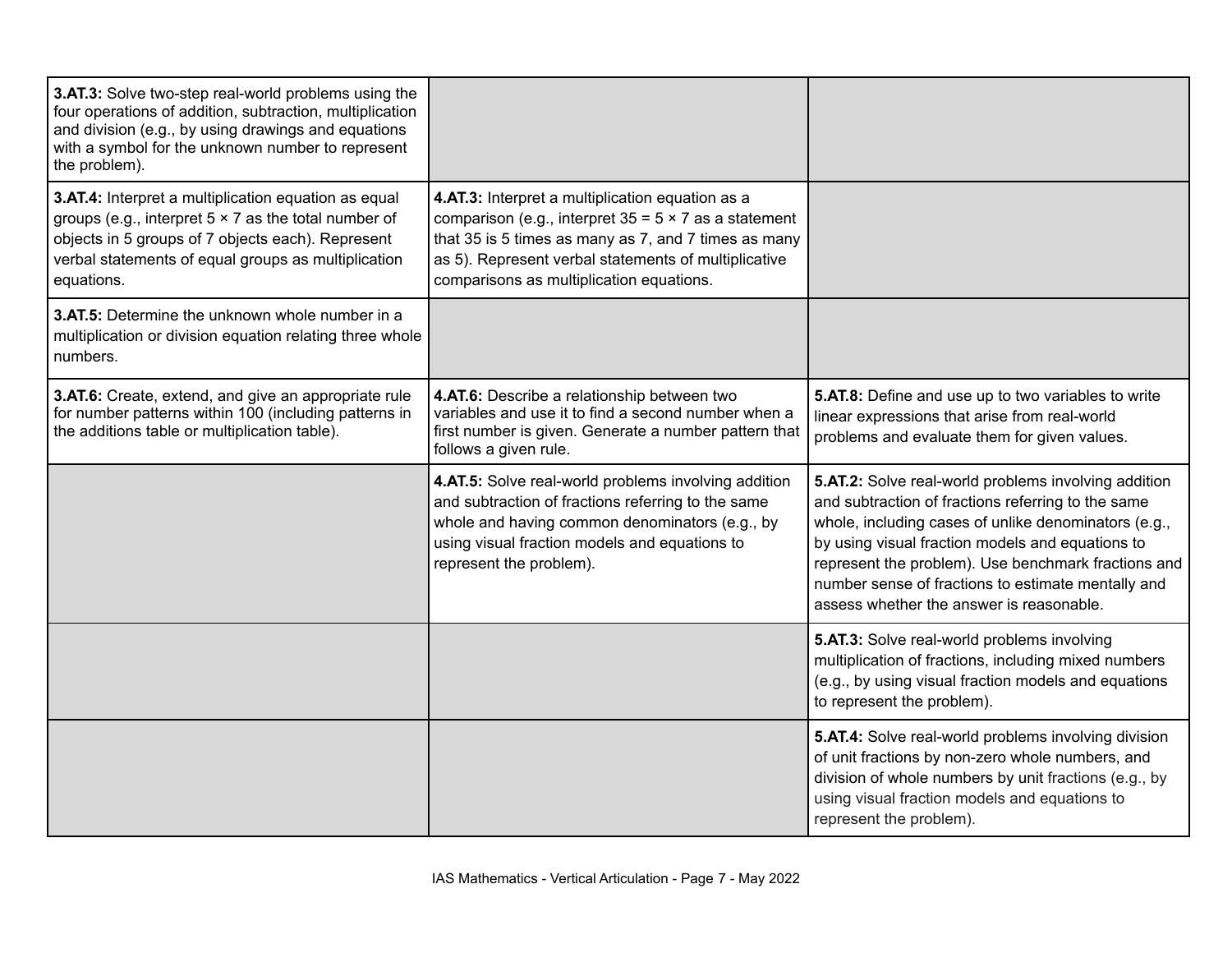| | | |
|---|---|---|
| **3.AT.3:** Solve two-step real-world problems using the four operations of addition, subtraction, multiplication and division (e.g., by using drawings and equations with a symbol for the unknown number to represent the problem). | | |
| **3.AT.4:** Interpret a multiplication equation as equal groups (e.g., interpret $5 \times 7$ as the total number of objects in 5 groups of 7 objects each). Represent verbal statements of equal groups as multiplication equations. | **4.AT.3:** Interpret a multiplication equation as a comparison (e.g., interpret $35 = 5 \times 7$ as a statement that 35 is 5 times as many as 7, and 7 times as many as 5). Represent verbal statements of multiplicative comparisons as multiplication equations. | |
| **3.AT.5:** Determine the unknown whole number in a multiplication or division equation relating three whole numbers. | | |
| **3.AT.6:** Create, extend, and give an appropriate rule for number patterns within 100 (including patterns in the additions table or multiplication table). | **4.AT.6:** Describe a relationship between two variables and use it to find a second number when a first number is given. Generate a number pattern that follows a given rule. | **5.AT.8:** Define and use up to two variables to write linear expressions that arise from real-world problems and evaluate them for given values. |
| | **4.AT.5:** Solve real-world problems involving addition and subtraction of fractions referring to the same whole and having common denominators (e.g., by using visual fraction models and equations to represent the problem). | **5.AT.2:** Solve real-world problems involving addition and subtraction of fractions referring to the same whole, including cases of unlike denominators (e.g., by using visual fraction models and equations to represent the problem). Use benchmark fractions and number sense of fractions to estimate mentally and assess whether the answer is reasonable. |
| | | **5.AT.3:** Solve real-world problems involving multiplication of fractions, including mixed numbers (e.g., by using visual fraction models and equations to represent the problem). |
| | | **5.AT.4:** Solve real-world problems involving division of unit fractions by non-zero whole numbers, and division of whole numbers by unit fractions (e.g., by using visual fraction models and equations to represent the problem). |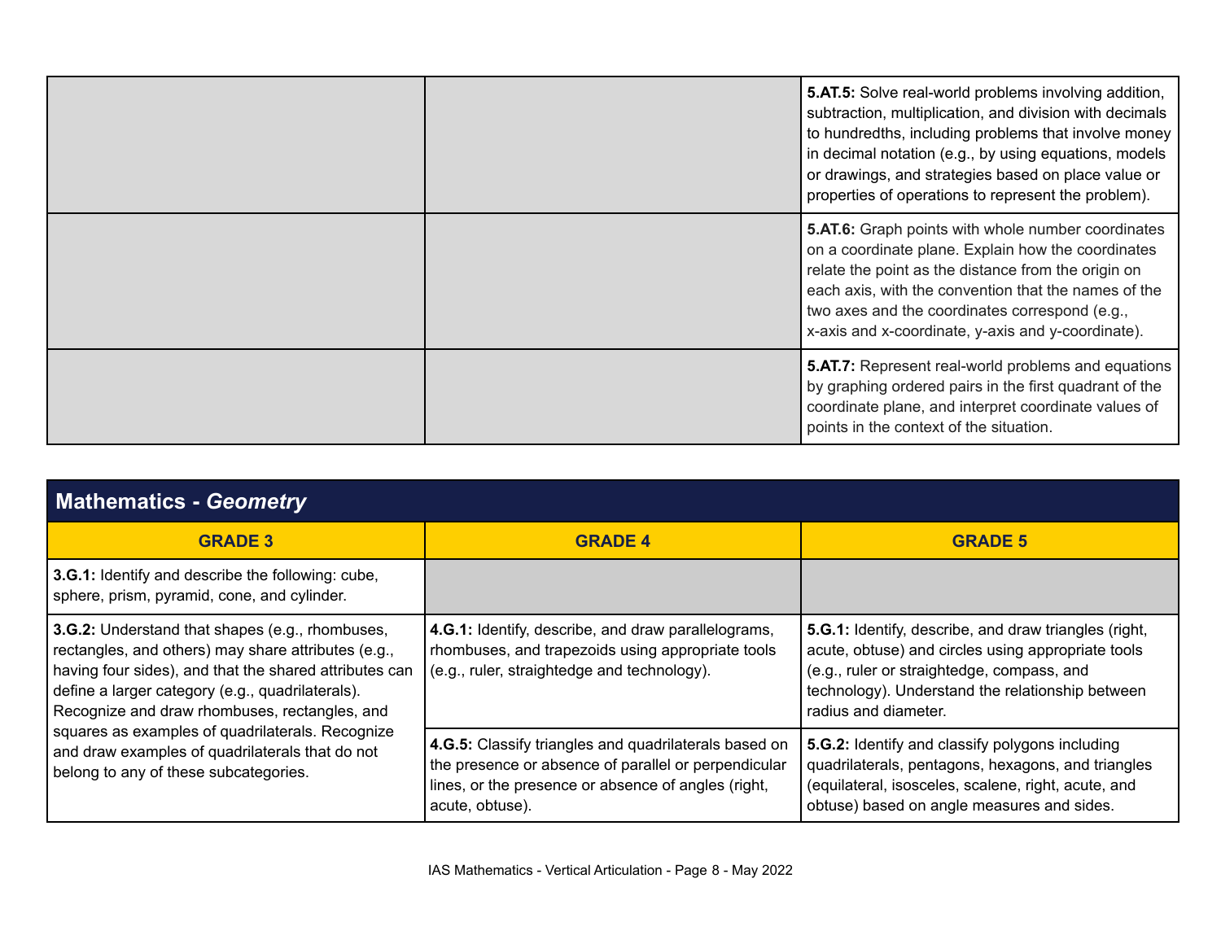| | | |
|---|---|---|
| | | **5.AT.5:** Solve real-world problems involving addition, subtraction, multiplication, and division with decimals to hundredths, including problems that involve money in decimal notation (e.g., by using equations, models or drawings, and strategies based on place value or properties of operations to represent the problem). |
| | | **5.AT.6:** Graph points with whole number coordinates on a coordinate plane. Explain how the coordinates relate the point as the distance from the origin on each axis, with the convention that the names of the two axes and the coordinates correspond (e.g., x-axis and x-coordinate, y-axis and y-coordinate). |
| | | **5.AT.7:** Represent real-world problems and equations by graphing ordered pairs in the first quadrant of the coordinate plane, and interpret coordinate values of points in the context of the situation. |

## Mathematics - *Geometry*

| GRADE 3 | GRADE 4 | GRADE 5 |
|---|---|---|
| **3.G.1:** Identify and describe the following: cube, sphere, prism, pyramid, cone, and cylinder. | | |
| **3.G.2:** Understand that shapes (e.g., rhombuses, rectangles, and others) may share attributes (e.g., having four sides), and that the shared attributes can define a larger category (e.g., quadrilaterals). Recognize and draw rhombuses, rectangles, and squares as examples of quadrilaterals. Recognize and draw examples of quadrilaterals that do not belong to any of these subcategories. | **4.G.1:** Identify, describe, and draw parallelograms, rhombuses, and trapezoids using appropriate tools (e.g., ruler, straightedge and technology). | **5.G.1:** Identify, describe, and draw triangles (right, acute, obtuse) and circles using appropriate tools (e.g., ruler or straightedge, compass, and technology). Understand the relationship between radius and diameter. |
| | **4.G.5:** Classify triangles and quadrilaterals based on the presence or absence of parallel or perpendicular lines, or the presence or absence of angles (right, acute, obtuse). | **5.G.2:** Identify and classify polygons including quadrilaterals, pentagons, hexagons, and triangles (equilateral, isosceles, scalene, right, acute, and obtuse) based on angle measures and sides. |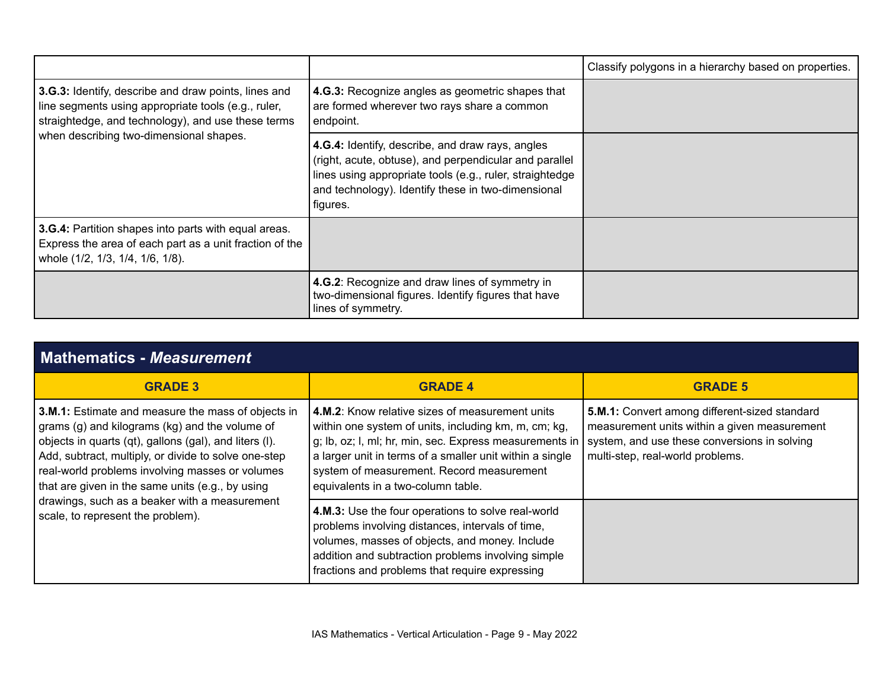| | | |
|---|---|---|
| | | Classify polygons in a hierarchy based on properties. |
| **3.G.3:** Identify, describe and draw points, lines and line segments using appropriate tools (e.g., ruler, straightedge, and technology), and use these terms when describing two-dimensional shapes. | **4.G.3:** Recognize angles as geometric shapes that are formed wherever two rays share a common endpoint. | |
| | **4.G.4:** Identify, describe, and draw rays, angles (right, acute, obtuse), and perpendicular and parallel lines using appropriate tools (e.g., ruler, straightedge and technology). Identify these in two-dimensional figures. | |
| **3.G.4:** Partition shapes into parts with equal areas. Express the area of each part as a unit fraction of the whole (1/2, 1/3, 1/4, 1/6, 1/8). | | |
| | **4.G.2**: Recognize and draw lines of symmetry in two-dimensional figures. Identify figures that have lines of symmetry. | |

## Mathematics - *Measurement*

| GRADE 3 | GRADE 4 | GRADE 5 |
|---|---|---|
| **3.M.1:** Estimate and measure the mass of objects in grams (g) and kilograms (kg) and the volume of objects in quarts (qt), gallons (gal), and liters (l). Add, subtract, multiply, or divide to solve one-step real-world problems involving masses or volumes that are given in the same units (e.g., by using drawings, such as a beaker with a measurement scale, to represent the problem). | **4.M.2**: Know relative sizes of measurement units within one system of units, including km, m, cm; kg, g; lb, oz; l, ml; hr, min, sec. Express measurements in a larger unit in terms of a smaller unit within a single system of measurement. Record measurement equivalents in a two-column table. | **5.M.1:** Convert among different-sized standard measurement units within a given measurement system, and use these conversions in solving multi-step, real-world problems. |
| | **4.M.3:** Use the four operations to solve real-world problems involving distances, intervals of time, volumes, masses of objects, and money. Include addition and subtraction problems involving simple fractions and problems that require expressing | |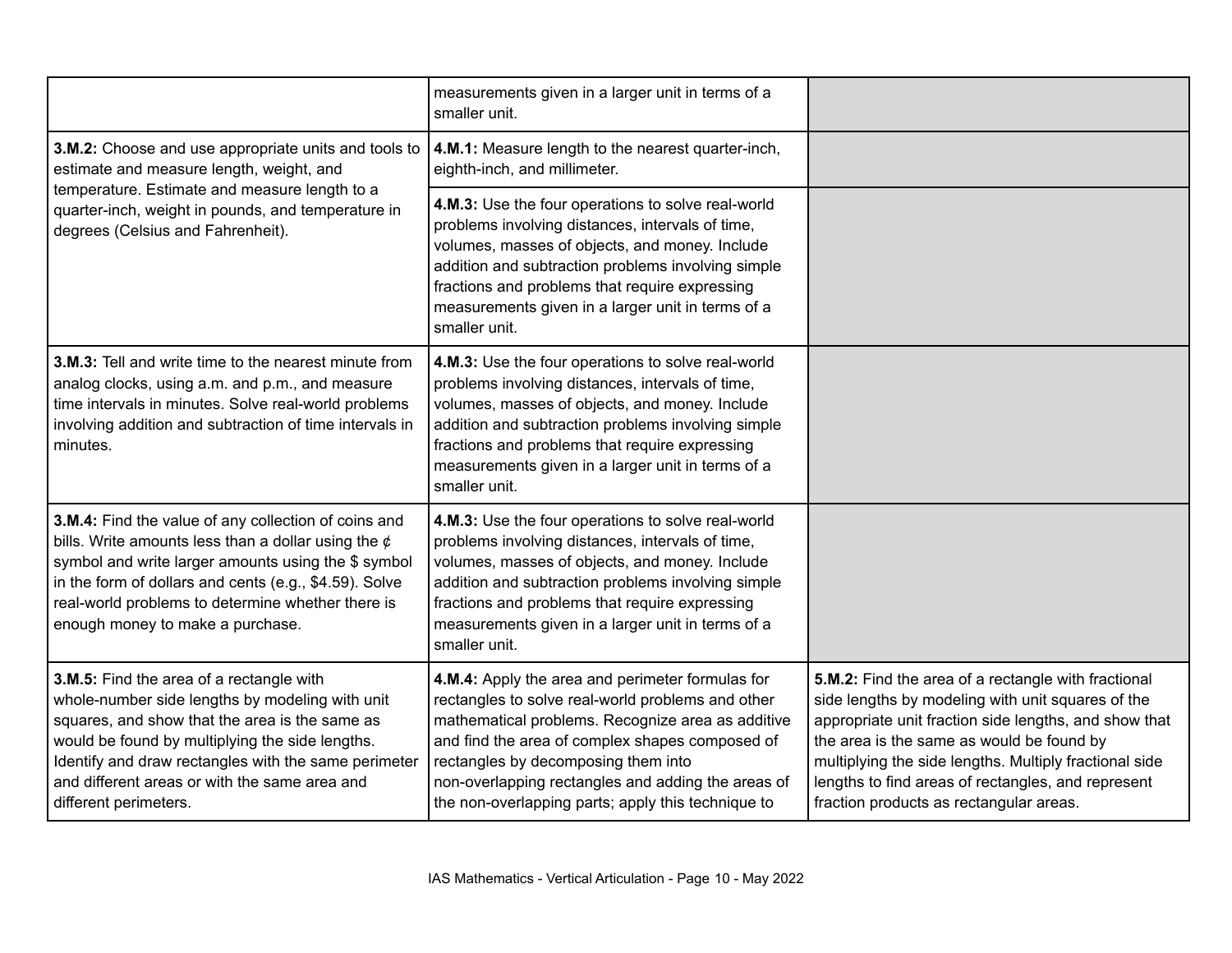| | | |
|---|---|---|
| | measurements given in a larger unit in terms of a smaller unit. | |
| **3.M.2:** Choose and use appropriate units and tools to estimate and measure length, weight, and temperature. Estimate and measure length to a quarter-inch, weight in pounds, and temperature in degrees (Celsius and Fahrenheit). | **4.M.1:** Measure length to the nearest quarter-inch, eighth-inch, and millimeter. | |
| | **4.M.3:** Use the four operations to solve real-world problems involving distances, intervals of time, volumes, masses of objects, and money. Include addition and subtraction problems involving simple fractions and problems that require expressing measurements given in a larger unit in terms of a smaller unit. | |
| **3.M.3:** Tell and write time to the nearest minute from analog clocks, using a.m. and p.m., and measure time intervals in minutes. Solve real-world problems involving addition and subtraction of time intervals in minutes. | **4.M.3:** Use the four operations to solve real-world problems involving distances, intervals of time, volumes, masses of objects, and money. Include addition and subtraction problems involving simple fractions and problems that require expressing measurements given in a larger unit in terms of a smaller unit. | |
| **3.M.4:** Find the value of any collection of coins and bills. Write amounts less than a dollar using the ¢ symbol and write larger amounts using the $ symbol in the form of dollars and cents (e.g., $4.59). Solve real-world problems to determine whether there is enough money to make a purchase. | **4.M.3:** Use the four operations to solve real-world problems involving distances, intervals of time, volumes, masses of objects, and money. Include addition and subtraction problems involving simple fractions and problems that require expressing measurements given in a larger unit in terms of a smaller unit. | |
| **3.M.5:** Find the area of a rectangle with whole-number side lengths by modeling with unit squares, and show that the area is the same as would be found by multiplying the side lengths. Identify and draw rectangles with the same perimeter and different areas or with the same area and different perimeters. | **4.M.4:** Apply the area and perimeter formulas for rectangles to solve real-world problems and other mathematical problems. Recognize area as additive and find the area of complex shapes composed of rectangles by decomposing them into non-overlapping rectangles and adding the areas of the non-overlapping parts; apply this technique to | **5.M.2:** Find the area of a rectangle with fractional side lengths by modeling with unit squares of the appropriate unit fraction side lengths, and show that the area is the same as would be found by multiplying the side lengths. Multiply fractional side lengths to find areas of rectangles, and represent fraction products as rectangular areas. |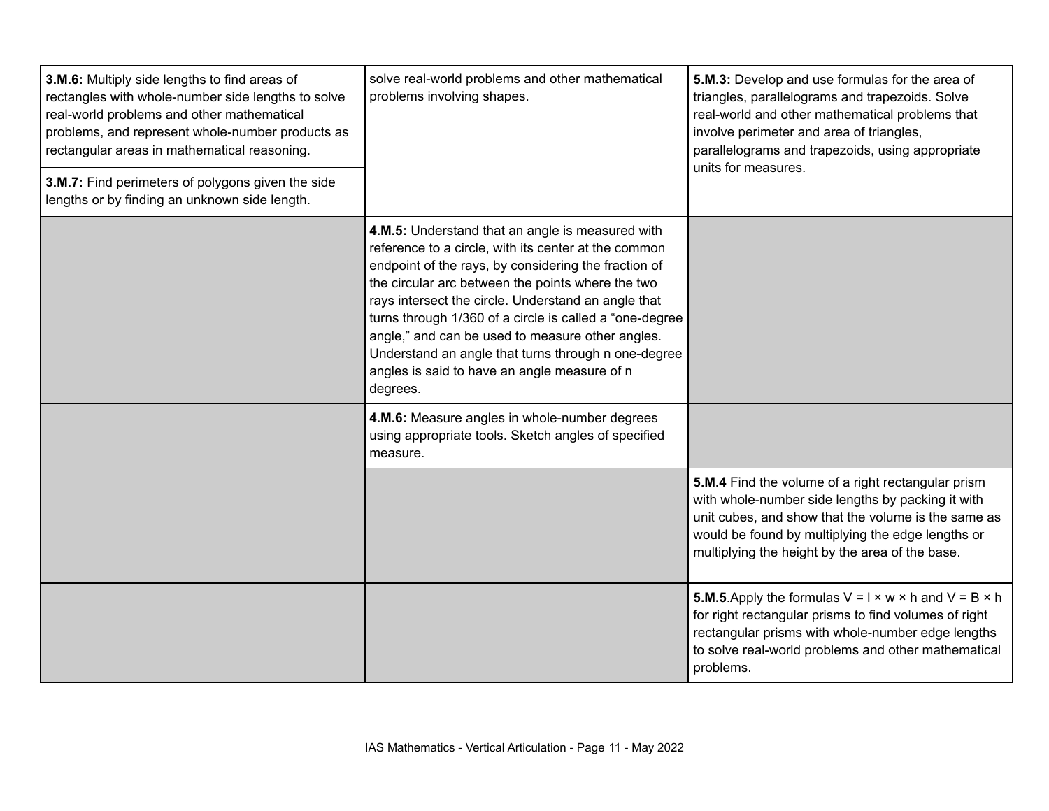| | | |
|---|---|---|
| **3.M.6:** Multiply side lengths to find areas of rectangles with whole-number side lengths to solve real-world problems and other mathematical problems, and represent whole-number products as rectangular areas in mathematical reasoning. | solve real-world problems and other mathematical problems involving shapes. | **5.M.3:** Develop and use formulas for the area of triangles, parallelograms and trapezoids. Solve real-world and other mathematical problems that involve perimeter and area of triangles, parallelograms and trapezoids, using appropriate units for measures. |
| **3.M.7:** Find perimeters of polygons given the side lengths or by finding an unknown side length. | | |
| | **4.M.5:** Understand that an angle is measured with reference to a circle, with its center at the common endpoint of the rays, by considering the fraction of the circular arc between the points where the two rays intersect the circle. Understand an angle that turns through 1/360 of a circle is called a "one-degree angle," and can be used to measure other angles. Understand an angle that turns through n one-degree angles is said to have an angle measure of n degrees. | |
| | **4.M.6:** Measure angles in whole-number degrees using appropriate tools. Sketch angles of specified measure. | |
| | | **5.M.4** Find the volume of a right rectangular prism with whole-number side lengths by packing it with unit cubes, and show that the volume is the same as would be found by multiplying the edge lengths or multiplying the height by the area of the base. |
| | | **5.M.5**.Apply the formulas $V = l \times w \times h$ and $V = B \times h$ for right rectangular prisms to find volumes of right rectangular prisms with whole-number edge lengths to solve real-world problems and other mathematical problems. |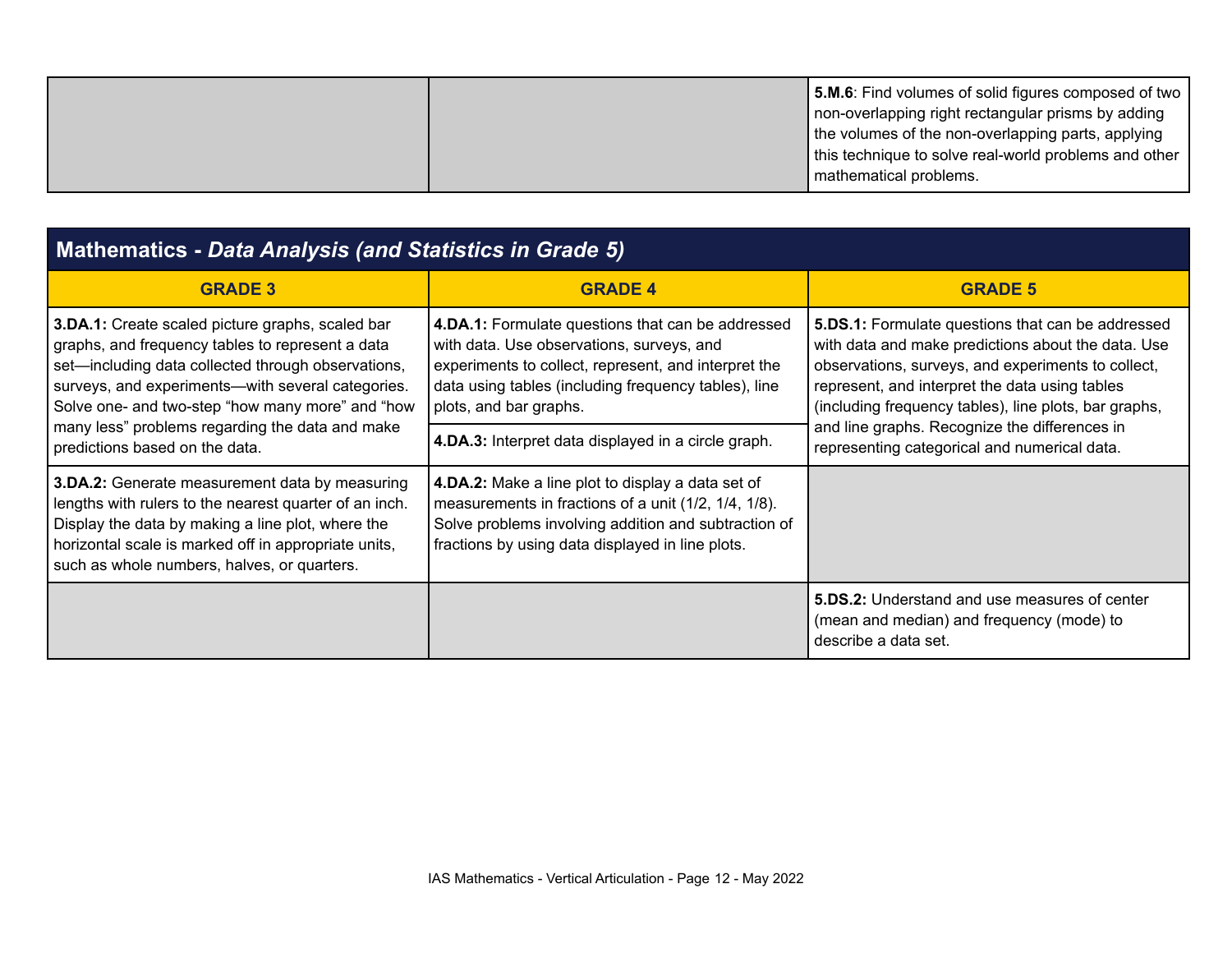| | | |
|---|---|---|
| | | **5.M.6**: Find volumes of solid figures composed of two non-overlapping right rectangular prisms by adding the volumes of the non-overlapping parts, applying this technique to solve real-world problems and other mathematical problems. |

## Mathematics - *Data Analysis (and Statistics in Grade 5)*

| GRADE 3 | GRADE 4 | GRADE 5 |
|---|---|---|
| **3.DA.1:** Create scaled picture graphs, scaled bar graphs, and frequency tables to represent a data set—including data collected through observations, surveys, and experiments—with several categories. Solve one- and two-step "how many more" and "how many less" problems regarding the data and make predictions based on the data. | **4.DA.1:** Formulate questions that can be addressed with data. Use observations, surveys, and experiments to collect, represent, and interpret the data using tables (including frequency tables), line plots, and bar graphs.<br><br>**4.DA.3:** Interpret data displayed in a circle graph. | **5.DS.1:** Formulate questions that can be addressed with data and make predictions about the data. Use observations, surveys, and experiments to collect, represent, and interpret the data using tables (including frequency tables), line plots, bar graphs, and line graphs. Recognize the differences in representing categorical and numerical data. |
| **3.DA.2:** Generate measurement data by measuring lengths with rulers to the nearest quarter of an inch. Display the data by making a line plot, where the horizontal scale is marked off in appropriate units, such as whole numbers, halves, or quarters. | **4.DA.2:** Make a line plot to display a data set of measurements in fractions of a unit (1/2, 1/4, 1/8). Solve problems involving addition and subtraction of fractions by using data displayed in line plots. | |
| | | **5.DS.2:** Understand and use measures of center (mean and median) and frequency (mode) to describe a data set. |